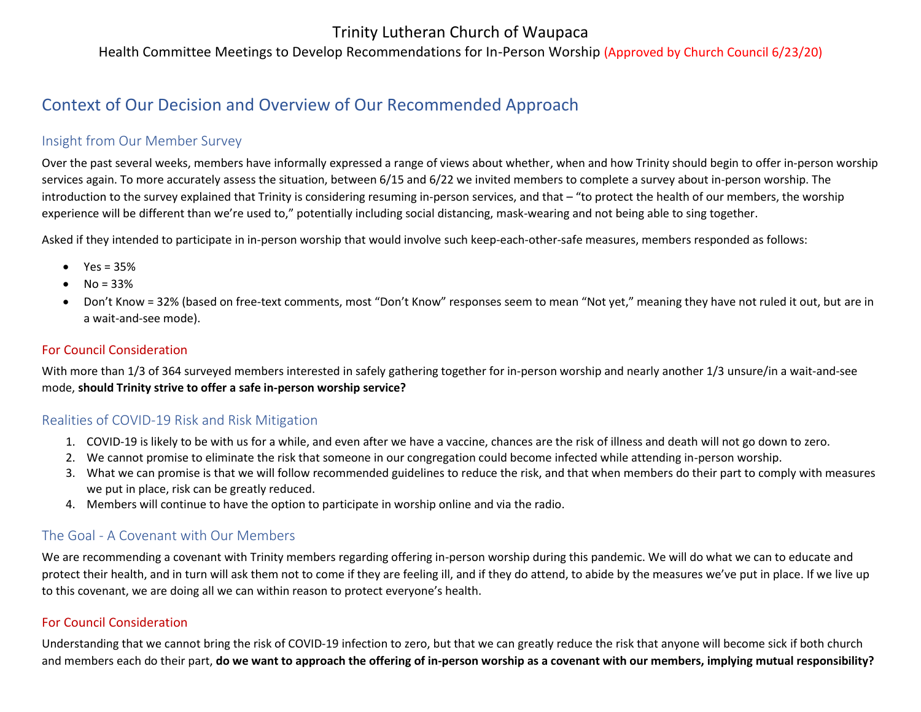# Trinity Lutheran Church of Waupaca

Health Committee Meetings to Develop Recommendations for In-Person Worship (Approved by Church Council 6/23/20)

## Context of Our Decision and Overview of Our Recommended Approach

### Insight from Our Member Survey

Over the past several weeks, members have informally expressed a range of views about whether, when and how Trinity should begin to offer in-person worship services again. To more accurately assess the situation, between 6/15 and 6/22 we invited members to complete a survey about in-person worship. The introduction to the survey explained that Trinity is considering resuming in-person services, and that – "to protect the health of our members, the worship experience will be different than we're used to," potentially including social distancing, mask-wearing and not being able to sing together.

Asked if they intended to participate in in-person worship that would involve such keep-each-other-safe measures, members responded as follows:

- Yes = 35%
- No = 33%
- Don't Know = 32% (based on free-text comments, most "Don't Know" responses seem to mean "Not yet," meaning they have not ruled it out, but are in a wait-and-see mode).

### For Council Consideration

With more than 1/3 of 364 surveyed members interested in safely gathering together for in-person worship and nearly another 1/3 unsure/in a wait-and-see mode, **should Trinity strive to offer a safe in-person worship service?**

### Realities of COVID-19 Risk and Risk Mitigation

1. COVID-19 is likely to be with us for a while, and even after we have a vaccine, chances are the risk of illness and death will not go down to zero.
2. We cannot promise to eliminate the risk that someone in our congregation could become infected while attending in-person worship.
3. What we can promise is that we will follow recommended guidelines to reduce the risk, and that when members do their part to comply with measures we put in place, risk can be greatly reduced.
4. Members will continue to have the option to participate in worship online and via the radio.

### The Goal - A Covenant with Our Members

We are recommending a covenant with Trinity members regarding offering in-person worship during this pandemic. We will do what we can to educate and protect their health, and in turn will ask them not to come if they are feeling ill, and if they do attend, to abide by the measures we've put in place. If we live up to this covenant, we are doing all we can within reason to protect everyone's health.

### For Council Consideration

Understanding that we cannot bring the risk of COVID-19 infection to zero, but that we can greatly reduce the risk that anyone will become sick if both church and members each do their part, **do we want to approach the offering of in-person worship as a covenant with our members, implying mutual responsibility?**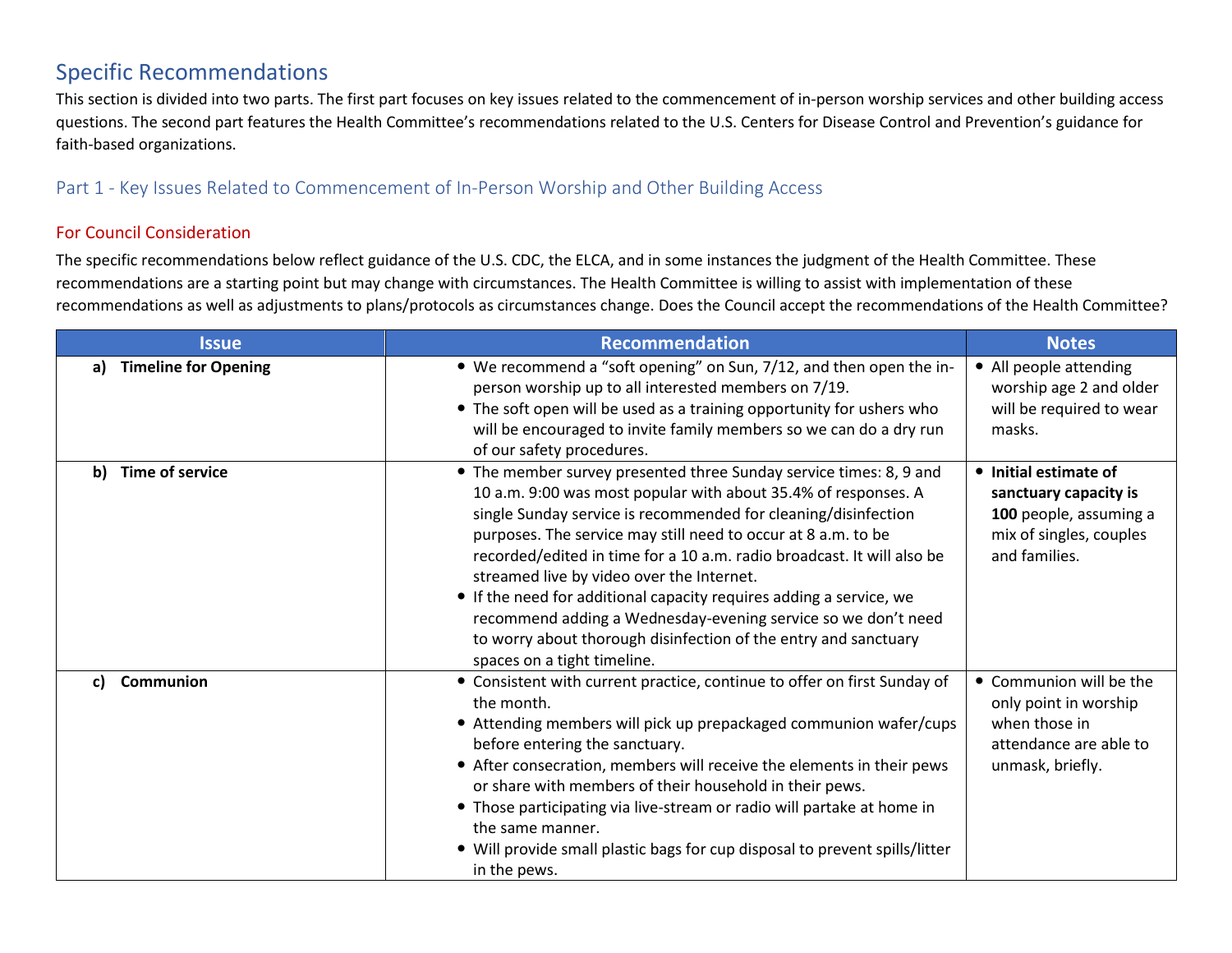# Specific Recommendations

This section is divided into two parts. The first part focuses on key issues related to the commencement of in-person worship services and other building access questions. The second part features the Health Committee's recommendations related to the U.S. Centers for Disease Control and Prevention's guidance for faith-based organizations.

## Part 1 - Key Issues Related to Commencement of In-Person Worship and Other Building Access

### For Council Consideration

The specific recommendations below reflect guidance of the U.S. CDC, the ELCA, and in some instances the judgment of the Health Committee. These recommendations are a starting point but may change with circumstances. The Health Committee is willing to assist with implementation of these recommendations as well as adjustments to plans/protocols as circumstances change. Does the Council accept the recommendations of the Health Committee?

| Issue | Recommendation | Notes |
|---|---|---|
| **a) Timeline for Opening** | • We recommend a "soft opening" on Sun, 7/12, and then open the in-person worship up to all interested members on 7/19.<br>• The soft open will be used as a training opportunity for ushers who will be encouraged to invite family members so we can do a dry run of our safety procedures. | • All people attending worship age 2 and older will be required to wear masks. |
| **b) Time of service** | • The member survey presented three Sunday service times: 8, 9 and 10 a.m. 9:00 was most popular with about 35.4% of responses. A single Sunday service is recommended for cleaning/disinfection purposes. The service may still need to occur at 8 a.m. to be recorded/edited in time for a 10 a.m. radio broadcast. It will also be streamed live by video over the Internet.<br>• If the need for additional capacity requires adding a service, we recommend adding a Wednesday-evening service so we don't need to worry about thorough disinfection of the entry and sanctuary spaces on a tight timeline. | • **Initial estimate of sanctuary capacity is 100** people, assuming a mix of singles, couples and families. |
| **c) Communion** | • Consistent with current practice, continue to offer on first Sunday of the month.<br>• Attending members will pick up prepackaged communion wafer/cups before entering the sanctuary.<br>• After consecration, members will receive the elements in their pews or share with members of their household in their pews.<br>• Those participating via live-stream or radio will partake at home in the same manner.<br>• Will provide small plastic bags for cup disposal to prevent spills/litter in the pews. | • Communion will be the only point in worship when those in attendance are able to unmask, briefly. |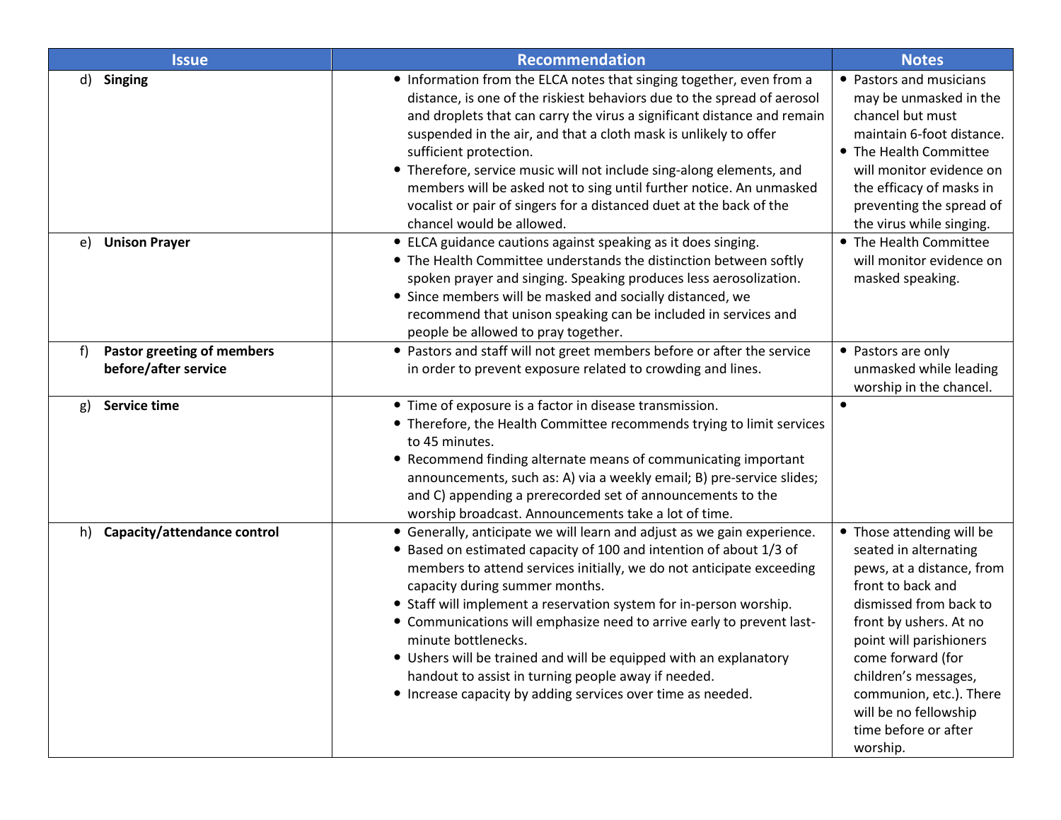| Issue | Recommendation | Notes |
|---|---|---|
| d) **Singing** | • Information from the ELCA notes that singing together, even from a distance, is one of the riskiest behaviors due to the spread of aerosol and droplets that can carry the virus a significant distance and remain suspended in the air, and that a cloth mask is unlikely to offer sufficient protection.<br>• Therefore, service music will not include sing-along elements, and members will be asked not to sing until further notice. An unmasked vocalist or pair of singers for a distanced duet at the back of the chancel would be allowed. | • Pastors and musicians may be unmasked in the chancel but must maintain 6-foot distance.<br>• The Health Committee will monitor evidence on the efficacy of masks in preventing the spread of the virus while singing. |
| e) **Unison Prayer** | • ELCA guidance cautions against speaking as it does singing.<br>• The Health Committee understands the distinction between softly spoken prayer and singing. Speaking produces less aerosolization.<br>• Since members will be masked and socially distanced, we recommend that unison speaking can be included in services and people be allowed to pray together. | • The Health Committee will monitor evidence on masked speaking. |
| f) **Pastor greeting of members before/after service** | • Pastors and staff will not greet members before or after the service in order to prevent exposure related to crowding and lines. | • Pastors are only unmasked while leading worship in the chancel. |
| g) **Service time** | • Time of exposure is a factor in disease transmission.<br>• Therefore, the Health Committee recommends trying to limit services to 45 minutes.<br>• Recommend finding alternate means of communicating important announcements, such as: A) via a weekly email; B) pre-service slides; and C) appending a prerecorded set of announcements to the worship broadcast. Announcements take a lot of time. | • |
| h) **Capacity/attendance control** | • Generally, anticipate we will learn and adjust as we gain experience.<br>• Based on estimated capacity of 100 and intention of about 1/3 of members to attend services initially, we do not anticipate exceeding capacity during summer months.<br>• Staff will implement a reservation system for in-person worship.<br>• Communications will emphasize need to arrive early to prevent last-minute bottlenecks.<br>• Ushers will be trained and will be equipped with an explanatory handout to assist in turning people away if needed.<br>• Increase capacity by adding services over time as needed. | • Those attending will be seated in alternating pews, at a distance, from front to back and dismissed from back to front by ushers. At no point will parishioners come forward (for children's messages, communion, etc.). There will be no fellowship time before or after worship. |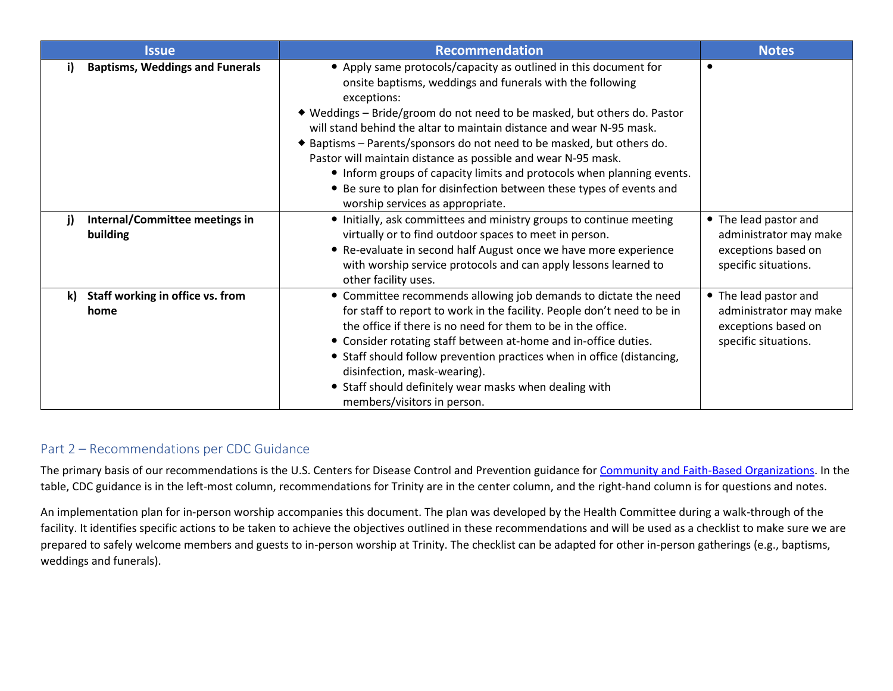| Issue | Recommendation | Notes |
|---|---|---|
| **i) Baptisms, Weddings and Funerals** | • Apply same protocols/capacity as outlined in this document for onsite baptisms, weddings and funerals with the following exceptions:<br>◆ Weddings – Bride/groom do not need to be masked, but others do. Pastor will stand behind the altar to maintain distance and wear N-95 mask.<br>◆ Baptisms – Parents/sponsors do not need to be masked, but others do. Pastor will maintain distance as possible and wear N-95 mask.<br>• Inform groups of capacity limits and protocols when planning events.<br>• Be sure to plan for disinfection between these types of events and worship services as appropriate. | • |
| **j) Internal/Committee meetings in building** | • Initially, ask committees and ministry groups to continue meeting virtually or to find outdoor spaces to meet in person.<br>• Re-evaluate in second half August once we have more experience with worship service protocols and can apply lessons learned to other facility uses. | • The lead pastor and administrator may make exceptions based on specific situations. |
| **k) Staff working in office vs. from home** | • Committee recommends allowing job demands to dictate the need for staff to report to work in the facility. People don't need to be in the office if there is no need for them to be in the office.<br>• Consider rotating staff between at-home and in-office duties.<br>• Staff should follow prevention practices when in office (distancing, disinfection, mask-wearing).<br>• Staff should definitely wear masks when dealing with members/visitors in person. | • The lead pastor and administrator may make exceptions based on specific situations. |

## Part 2 – Recommendations per CDC Guidance

The primary basis of our recommendations is the U.S. Centers for Disease Control and Prevention guidance for Community and Faith-Based Organizations. In the table, CDC guidance is in the left-most column, recommendations for Trinity are in the center column, and the right-hand column is for questions and notes.

An implementation plan for in-person worship accompanies this document. The plan was developed by the Health Committee during a walk-through of the facility. It identifies specific actions to be taken to achieve the objectives outlined in these recommendations and will be used as a checklist to make sure we are prepared to safely welcome members and guests to in-person worship at Trinity. The checklist can be adapted for other in-person gatherings (e.g., baptisms, weddings and funerals).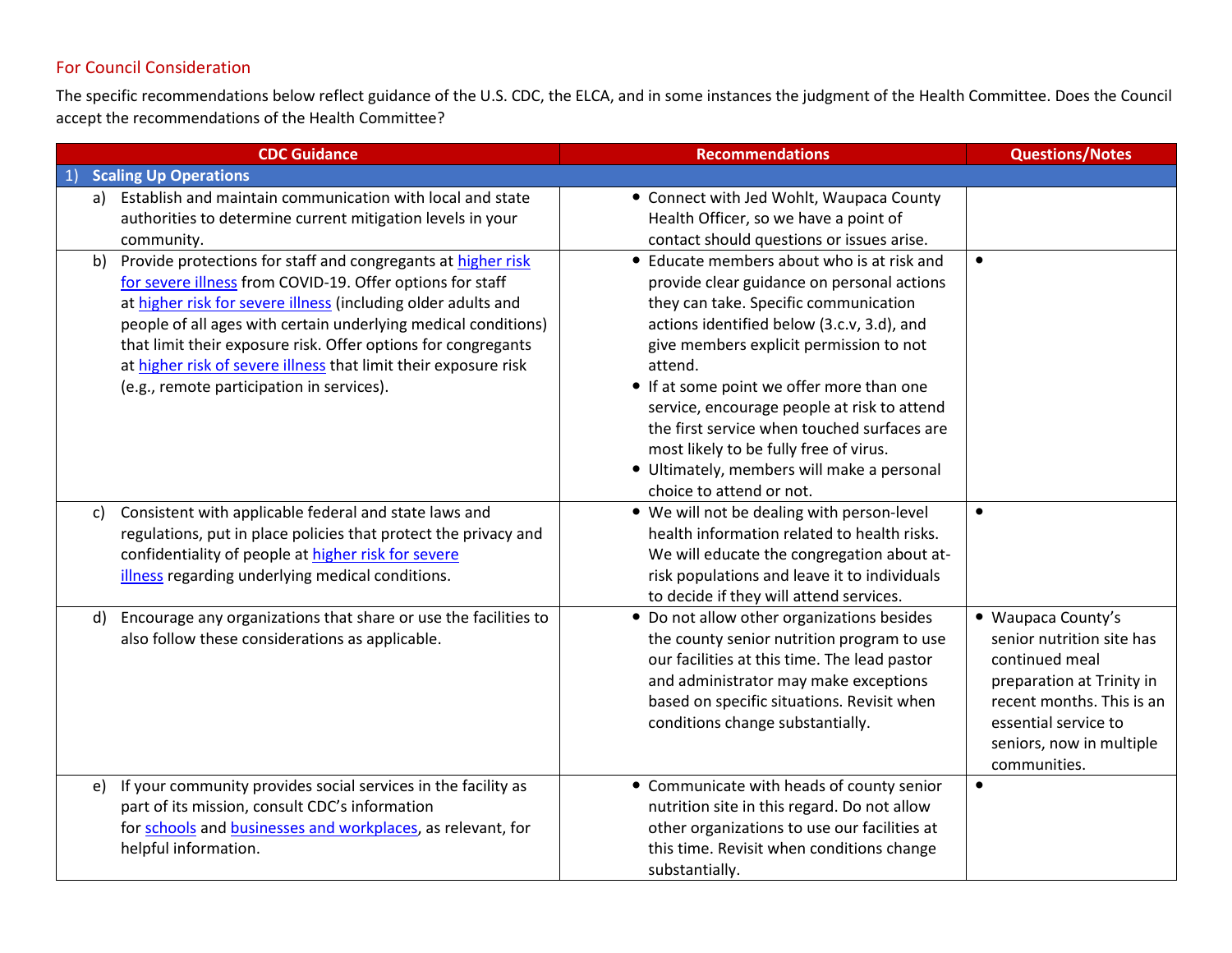## For Council Consideration

The specific recommendations below reflect guidance of the U.S. CDC, the ELCA, and in some instances the judgment of the Health Committee. Does the Council accept the recommendations of the Health Committee?

| CDC Guidance | Recommendations | Questions/Notes |
|---|---|---|
| **1) Scaling Up Operations** | | |
| a) Establish and maintain communication with local and state authorities to determine current mitigation levels in your community. | • Connect with Jed Wohlt, Waupaca County Health Officer, so we have a point of contact should questions or issues arise. | |
| b) Provide protections for staff and congregants at higher risk for severe illness from COVID-19. Offer options for staff at higher risk for severe illness (including older adults and people of all ages with certain underlying medical conditions) that limit their exposure risk. Offer options for congregants at higher risk of severe illness that limit their exposure risk (e.g., remote participation in services). | • Educate members about who is at risk and provide clear guidance on personal actions they can take. Specific communication actions identified below (3.c.v, 3.d), and give members explicit permission to not attend.<br>• If at some point we offer more than one service, encourage people at risk to attend the first service when touched surfaces are most likely to be fully free of virus.<br>• Ultimately, members will make a personal choice to attend or not. | • |
| c) Consistent with applicable federal and state laws and regulations, put in place policies that protect the privacy and confidentiality of people at higher risk for severe illness regarding underlying medical conditions. | • We will not be dealing with person-level health information related to health risks. We will educate the congregation about at-risk populations and leave it to individuals to decide if they will attend services. | • |
| d) Encourage any organizations that share or use the facilities to also follow these considerations as applicable. | • Do not allow other organizations besides the county senior nutrition program to use our facilities at this time. The lead pastor and administrator may make exceptions based on specific situations. Revisit when conditions change substantially. | • Waupaca County's senior nutrition site has continued meal preparation at Trinity in recent months. This is an essential service to seniors, now in multiple communities. |
| e) If your community provides social services in the facility as part of its mission, consult CDC's information for schools and businesses and workplaces, as relevant, for helpful information. | • Communicate with heads of county senior nutrition site in this regard. Do not allow other organizations to use our facilities at this time. Revisit when conditions change substantially. | • |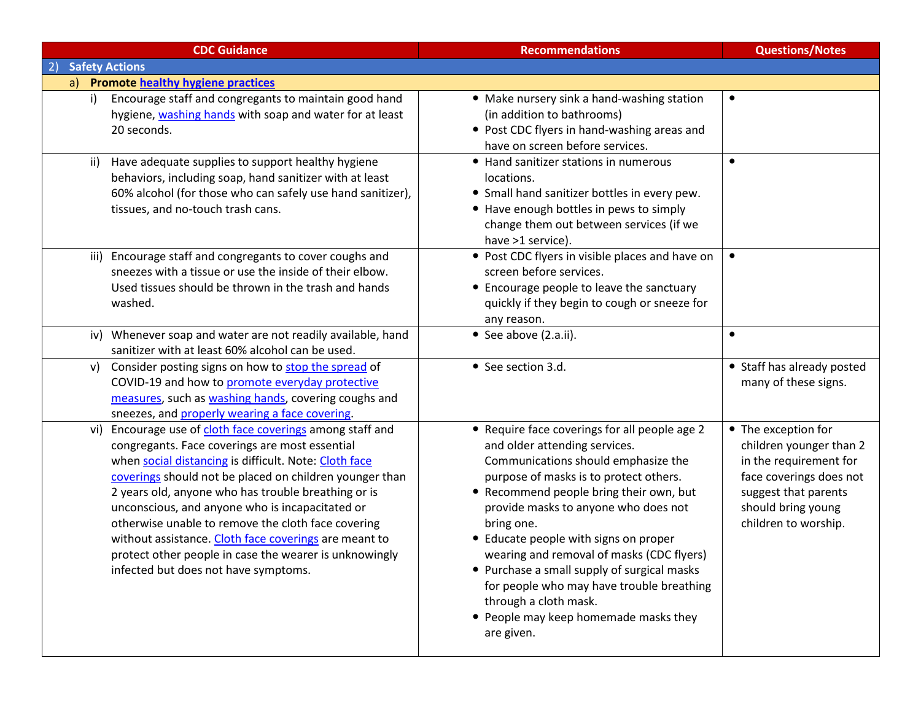| CDC Guidance | Recommendations | Questions/Notes |
|---|---|---|
| **2) Safety Actions** | | |
| **a) Promote healthy hygiene practices** | | |
| i) Encourage staff and congregants to maintain good hand hygiene, washing hands with soap and water for at least 20 seconds. | • Make nursery sink a hand-washing station (in addition to bathrooms)<br>• Post CDC flyers in hand-washing areas and have on screen before services. | • |
| ii) Have adequate supplies to support healthy hygiene behaviors, including soap, hand sanitizer with at least 60% alcohol (for those who can safely use hand sanitizer), tissues, and no-touch trash cans. | • Hand sanitizer stations in numerous locations.<br>• Small hand sanitizer bottles in every pew.<br>• Have enough bottles in pews to simply change them out between services (if we have >1 service). | • |
| iii) Encourage staff and congregants to cover coughs and sneezes with a tissue or use the inside of their elbow. Used tissues should be thrown in the trash and hands washed. | • Post CDC flyers in visible places and have on screen before services.<br>• Encourage people to leave the sanctuary quickly if they begin to cough or sneeze for any reason. | • |
| iv) Whenever soap and water are not readily available, hand sanitizer with at least 60% alcohol can be used. | • See above (2.a.ii). | • |
| v) Consider posting signs on how to stop the spread of COVID-19 and how to promote everyday protective measures, such as washing hands, covering coughs and sneezes, and properly wearing a face covering. | • See section 3.d. | • Staff has already posted many of these signs. |
| vi) Encourage use of cloth face coverings among staff and congregants. Face coverings are most essential when social distancing is difficult. Note: Cloth face coverings should not be placed on children younger than 2 years old, anyone who has trouble breathing or is unconscious, and anyone who is incapacitated or otherwise unable to remove the cloth face covering without assistance. Cloth face coverings are meant to protect other people in case the wearer is unknowingly infected but does not have symptoms. | • Require face coverings for all people age 2 and older attending services. Communications should emphasize the purpose of masks is to protect others.<br>• Recommend people bring their own, but provide masks to anyone who does not bring one.<br>• Educate people with signs on proper wearing and removal of masks (CDC flyers)<br>• Purchase a small supply of surgical masks for people who may have trouble breathing through a cloth mask.<br>• People may keep homemade masks they are given. | • The exception for children younger than 2 in the requirement for face coverings does not suggest that parents should bring young children to worship. |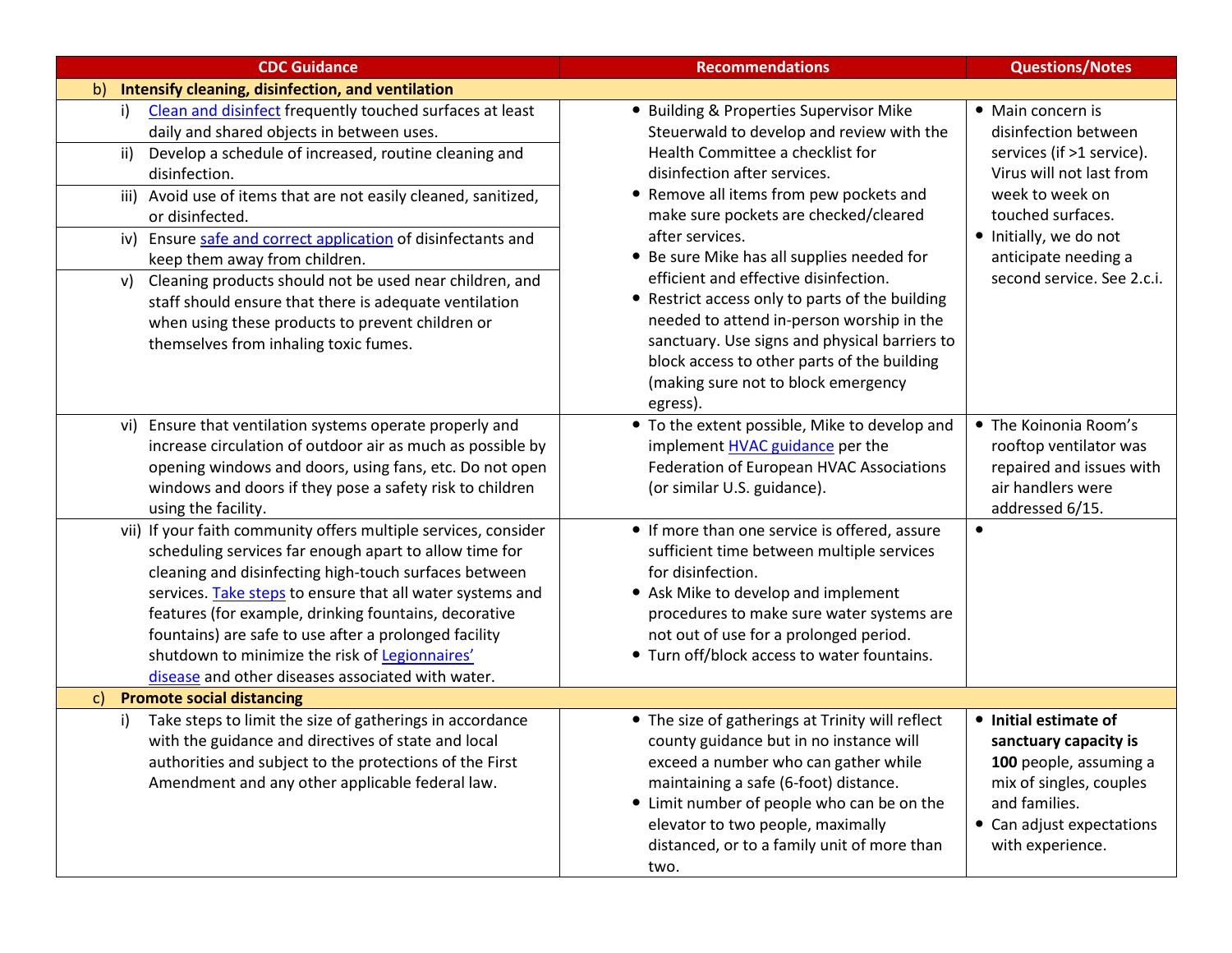| CDC Guidance | Recommendations | Questions/Notes |
|---|---|---|
| **b) Intensify cleaning, disinfection, and ventilation** | | |
| i) Clean and disinfect frequently touched surfaces at least daily and shared objects in between uses.<br>ii) Develop a schedule of increased, routine cleaning and disinfection.<br>iii) Avoid use of items that are not easily cleaned, sanitized, or disinfected.<br>iv) Ensure safe and correct application of disinfectants and keep them away from children.<br>v) Cleaning products should not be used near children, and staff should ensure that there is adequate ventilation when using these products to prevent children or themselves from inhaling toxic fumes. | • Building & Properties Supervisor Mike Steuerwald to develop and review with the Health Committee a checklist for disinfection after services.<br>• Remove all items from pew pockets and make sure pockets are checked/cleared after services.<br>• Be sure Mike has all supplies needed for efficient and effective disinfection.<br>• Restrict access only to parts of the building needed to attend in-person worship in the sanctuary. Use signs and physical barriers to block access to other parts of the building (making sure not to block emergency egress). | • Main concern is disinfection between services (if >1 service). Virus will not last from week to week on touched surfaces.<br>• Initially, we do not anticipate needing a second service. See 2.c.i. |
| vi) Ensure that ventilation systems operate properly and increase circulation of outdoor air as much as possible by opening windows and doors, using fans, etc. Do not open windows and doors if they pose a safety risk to children using the facility. | • To the extent possible, Mike to develop and implement HVAC guidance per the Federation of European HVAC Associations (or similar U.S. guidance). | • The Koinonia Room's rooftop ventilator was repaired and issues with air handlers were addressed 6/15. |
| vii) If your faith community offers multiple services, consider scheduling services far enough apart to allow time for cleaning and disinfecting high-touch surfaces between services. Take steps to ensure that all water systems and features (for example, drinking fountains, decorative fountains) are safe to use after a prolonged facility shutdown to minimize the risk of Legionnaires' disease and other diseases associated with water. | • If more than one service is offered, assure sufficient time between multiple services for disinfection.<br>• Ask Mike to develop and implement procedures to make sure water systems are not out of use for a prolonged period.<br>• Turn off/block access to water fountains. | • |
| **c) Promote social distancing** | | |
| i) Take steps to limit the size of gatherings in accordance with the guidance and directives of state and local authorities and subject to the protections of the First Amendment and any other applicable federal law. | • The size of gatherings at Trinity will reflect county guidance but in no instance will exceed a number who can gather while maintaining a safe (6-foot) distance.<br>• Limit number of people who can be on the elevator to two people, maximally distanced, or to a family unit of more than two. | • **Initial estimate of sanctuary capacity is 100** people, assuming a mix of singles, couples and families.<br>• Can adjust expectations with experience. |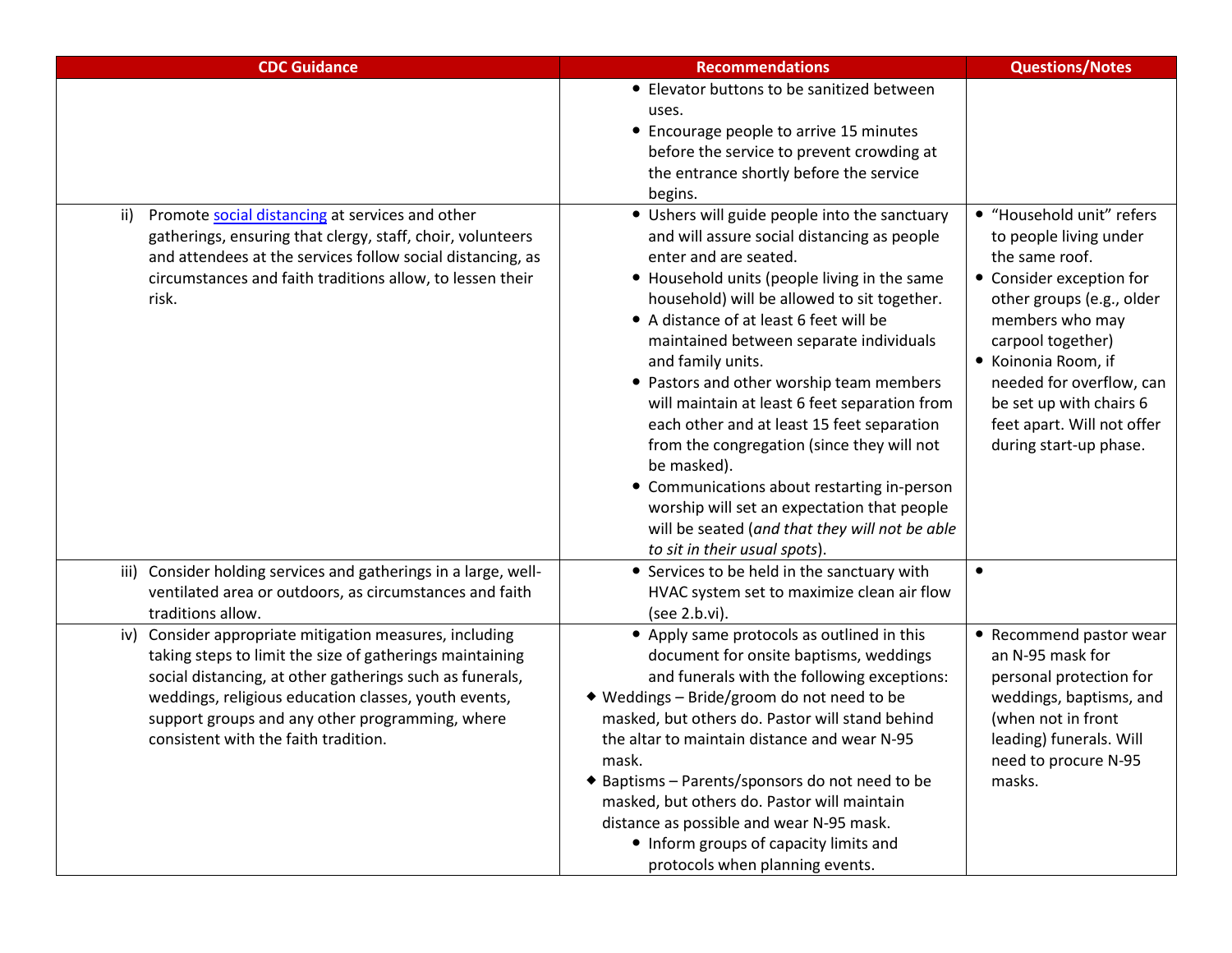| CDC Guidance | Recommendations | Questions/Notes |
| --- | --- | --- |
| | • Elevator buttons to be sanitized between uses.<br>• Encourage people to arrive 15 minutes before the service to prevent crowding at the entrance shortly before the service begins. | |
| ii) Promote [social distancing](social distancing) at services and other gatherings, ensuring that clergy, staff, choir, volunteers and attendees at the services follow social distancing, as circumstances and faith traditions allow, to lessen their risk. | • Ushers will guide people into the sanctuary and will assure social distancing as people enter and are seated.<br>• Household units (people living in the same household) will be allowed to sit together.<br>• A distance of at least 6 feet will be maintained between separate individuals and family units.<br>• Pastors and other worship team members will maintain at least 6 feet separation from each other and at least 15 feet separation from the congregation (since they will not be masked).<br>• Communications about restarting in-person worship will set an expectation that people will be seated (*and that they will not be able to sit in their usual spots*). | • "Household unit" refers to people living under the same roof.<br>• Consider exception for other groups (e.g., older members who may carpool together)<br>• Koinonia Room, if needed for overflow, can be set up with chairs 6 feet apart. Will not offer during start-up phase. |
| iii) Consider holding services and gatherings in a large, well-ventilated area or outdoors, as circumstances and faith traditions allow. | • Services to be held in the sanctuary with HVAC system set to maximize clean air flow (see 2.b.vi). | • |
| iv) Consider appropriate mitigation measures, including taking steps to limit the size of gatherings maintaining social distancing, at other gatherings such as funerals, weddings, religious education classes, youth events, support groups and any other programming, where consistent with the faith tradition. | • Apply same protocols as outlined in this document for onsite baptisms, weddings and funerals with the following exceptions:<br>◆ Weddings – Bride/groom do not need to be masked, but others do. Pastor will stand behind the altar to maintain distance and wear N-95 mask.<br>◆ Baptisms – Parents/sponsors do not need to be masked, but others do. Pastor will maintain distance as possible and wear N-95 mask.<br>• Inform groups of capacity limits and protocols when planning events. | • Recommend pastor wear an N-95 mask for personal protection for weddings, baptisms, and (when not in front leading) funerals. Will need to procure N-95 masks. |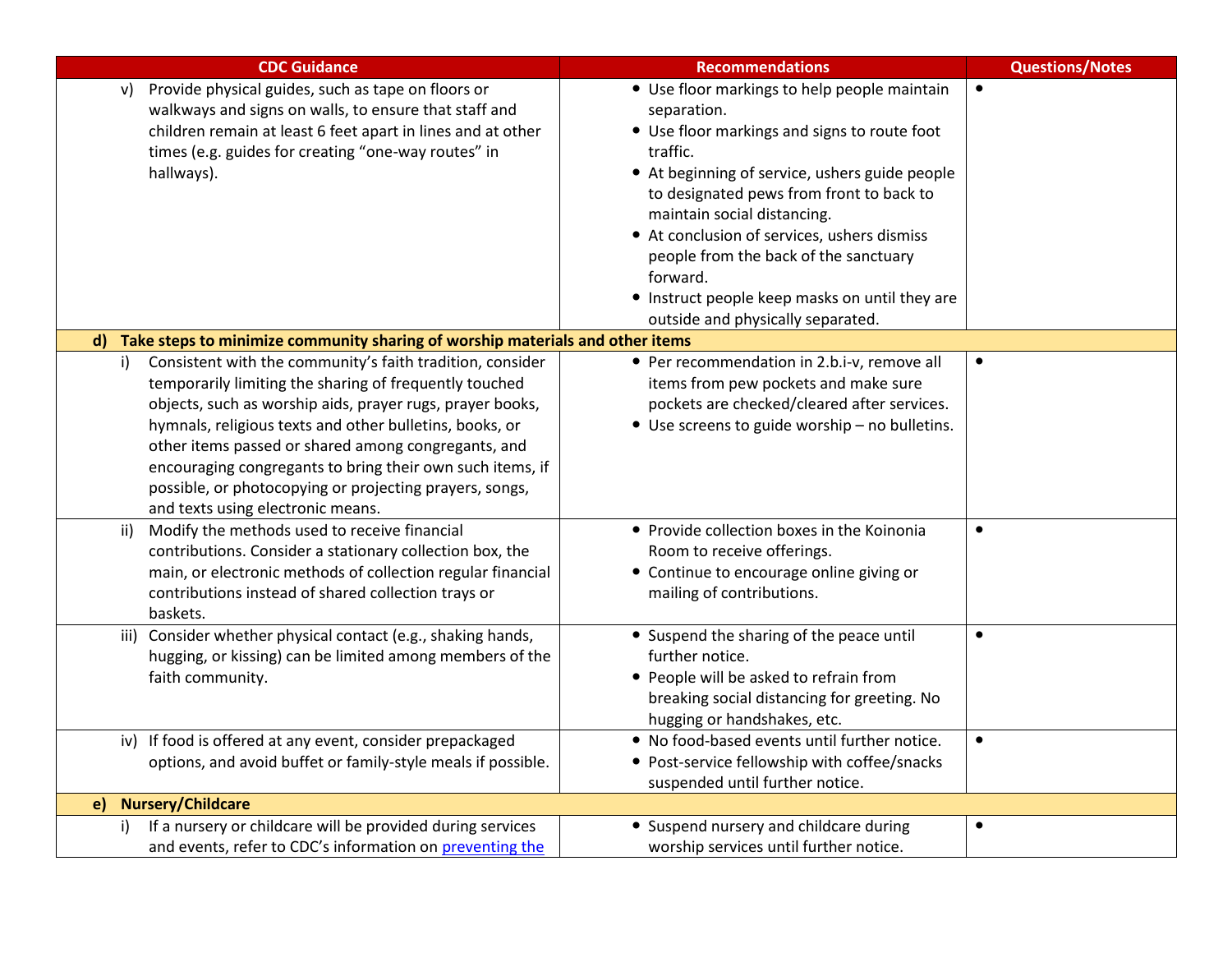| CDC Guidance | Recommendations | Questions/Notes |
|---|---|---|
| v) Provide physical guides, such as tape on floors or walkways and signs on walls, to ensure that staff and children remain at least 6 feet apart in lines and at other times (e.g. guides for creating "one-way routes" in hallways). | • Use floor markings to help people maintain separation.<br>• Use floor markings and signs to route foot traffic.<br>• At beginning of service, ushers guide people to designated pews from front to back to maintain social distancing.<br>• At conclusion of services, ushers dismiss people from the back of the sanctuary forward.<br>• Instruct people keep masks on until they are outside and physically separated. | • |
| **d) Take steps to minimize community sharing of worship materials and other items** | | |
| i) Consistent with the community's faith tradition, consider temporarily limiting the sharing of frequently touched objects, such as worship aids, prayer rugs, prayer books, hymnals, religious texts and other bulletins, books, or other items passed or shared among congregants, and encouraging congregants to bring their own such items, if possible, or photocopying or projecting prayers, songs, and texts using electronic means. | • Per recommendation in 2.b.i-v, remove all items from pew pockets and make sure pockets are checked/cleared after services.<br>• Use screens to guide worship – no bulletins. | • |
| ii) Modify the methods used to receive financial contributions. Consider a stationary collection box, the main, or electronic methods of collection regular financial contributions instead of shared collection trays or baskets. | • Provide collection boxes in the Koinonia Room to receive offerings.<br>• Continue to encourage online giving or mailing of contributions. | • |
| iii) Consider whether physical contact (e.g., shaking hands, hugging, or kissing) can be limited among members of the faith community. | • Suspend the sharing of the peace until further notice.<br>• People will be asked to refrain from breaking social distancing for greeting. No hugging or handshakes, etc. | • |
| iv) If food is offered at any event, consider prepackaged options, and avoid buffet or family-style meals if possible. | • No food-based events until further notice.<br>• Post-service fellowship with coffee/snacks suspended until further notice. | • |
| **e) Nursery/Childcare** | | |
| i) If a nursery or childcare will be provided during services and events, refer to CDC's information on preventing the | • Suspend nursery and childcare during worship services until further notice. | • |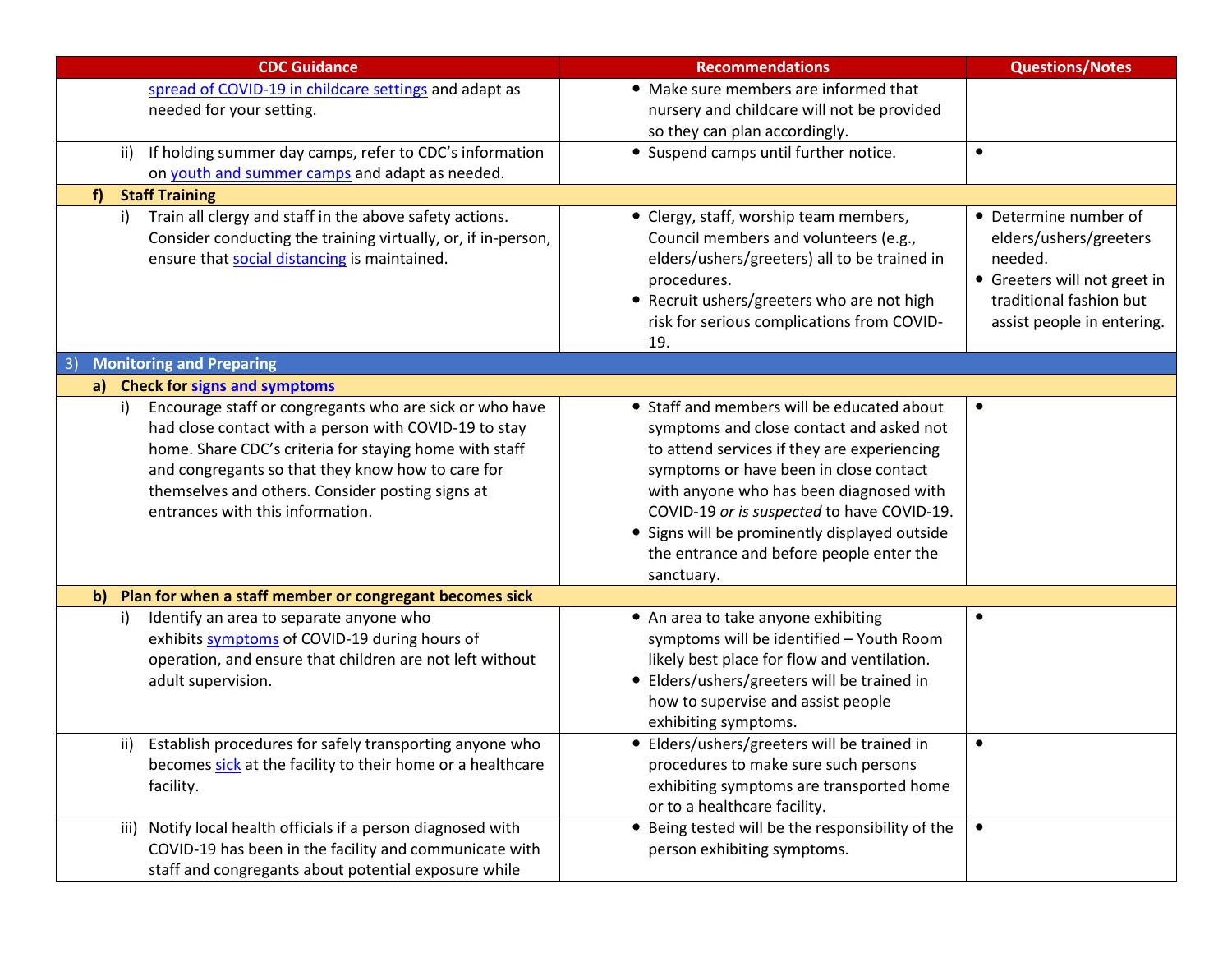| CDC Guidance | Recommendations | Questions/Notes |
|---|---|---|
| spread of COVID-19 in childcare settings and adapt as needed for your setting. | • Make sure members are informed that nursery and childcare will not be provided so they can plan accordingly. | |
| ii) If holding summer day camps, refer to CDC's information on youth and summer camps and adapt as needed. | • Suspend camps until further notice. | • |
| **f) Staff Training** | | |
| i) Train all clergy and staff in the above safety actions. Consider conducting the training virtually, or, if in-person, ensure that social distancing is maintained. | • Clergy, staff, worship team members, Council members and volunteers (e.g., elders/ushers/greeters) all to be trained in procedures.<br>• Recruit ushers/greeters who are not high risk for serious complications from COVID-19. | • Determine number of elders/ushers/greeters needed.<br>• Greeters will not greet in traditional fashion but assist people in entering. |
| **3) Monitoring and Preparing** | | |
| **a) Check for signs and symptoms** | | |
| i) Encourage staff or congregants who are sick or who have had close contact with a person with COVID-19 to stay home. Share CDC's criteria for staying home with staff and congregants so that they know how to care for themselves and others. Consider posting signs at entrances with this information. | • Staff and members will be educated about symptoms and close contact and asked not to attend services if they are experiencing symptoms or have been in close contact with anyone who has been diagnosed with COVID-19 *or is suspected* to have COVID-19.<br>• Signs will be prominently displayed outside the entrance and before people enter the sanctuary. | • |
| **b) Plan for when a staff member or congregant becomes sick** | | |
| i) Identify an area to separate anyone who exhibits symptoms of COVID-19 during hours of operation, and ensure that children are not left without adult supervision. | • An area to take anyone exhibiting symptoms will be identified – Youth Room likely best place for flow and ventilation.<br>• Elders/ushers/greeters will be trained in how to supervise and assist people exhibiting symptoms. | • |
| ii) Establish procedures for safely transporting anyone who becomes sick at the facility to their home or a healthcare facility. | • Elders/ushers/greeters will be trained in procedures to make sure such persons exhibiting symptoms are transported home or to a healthcare facility. | • |
| iii) Notify local health officials if a person diagnosed with COVID-19 has been in the facility and communicate with staff and congregants about potential exposure while | • Being tested will be the responsibility of the person exhibiting symptoms. | • |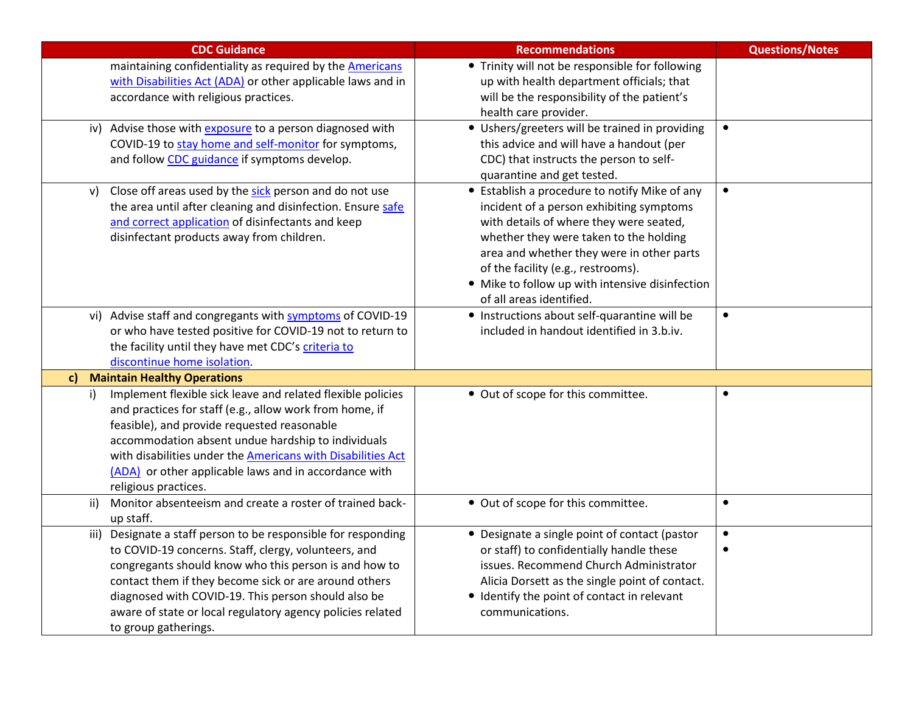| CDC Guidance | Recommendations | Questions/Notes |
|---|---|---|
| maintaining confidentiality as required by the Americans with Disabilities Act (ADA) or other applicable laws and in accordance with religious practices. | • Trinity will not be responsible for following up with health department officials; that will be the responsibility of the patient's health care provider. | |
| iv) Advise those with exposure to a person diagnosed with COVID-19 to stay home and self-monitor for symptoms, and follow CDC guidance if symptoms develop. | • Ushers/greeters will be trained in providing this advice and will have a handout (per CDC) that instructs the person to self-quarantine and get tested. | • |
| v) Close off areas used by the sick person and do not use the area until after cleaning and disinfection. Ensure safe and correct application of disinfectants and keep disinfectant products away from children. | • Establish a procedure to notify Mike of any incident of a person exhibiting symptoms with details of where they were seated, whether they were taken to the holding area and whether they were in other parts of the facility (e.g., restrooms).<br>• Mike to follow up with intensive disinfection of all areas identified. | • |
| vi) Advise staff and congregants with symptoms of COVID-19 or who have tested positive for COVID-19 not to return to the facility until they have met CDC's criteria to discontinue home isolation. | • Instructions about self-quarantine will be included in handout identified in 3.b.iv. | • |
| **c) Maintain Healthy Operations** | | |
| i) Implement flexible sick leave and related flexible policies and practices for staff (e.g., allow work from home, if feasible), and provide requested reasonable accommodation absent undue hardship to individuals with disabilities under the Americans with Disabilities Act (ADA) or other applicable laws and in accordance with religious practices. | • Out of scope for this committee. | • |
| ii) Monitor absenteeism and create a roster of trained back-up staff. | • Out of scope for this committee. | • |
| iii) Designate a staff person to be responsible for responding to COVID-19 concerns. Staff, clergy, volunteers, and congregants should know who this person is and how to contact them if they become sick or are around others diagnosed with COVID-19. This person should also be aware of state or local regulatory agency policies related to group gatherings. | • Designate a single point of contact (pastor or staff) to confidentially handle these issues. Recommend Church Administrator Alicia Dorsett as the single point of contact.<br>• Identify the point of contact in relevant communications. | •<br>• |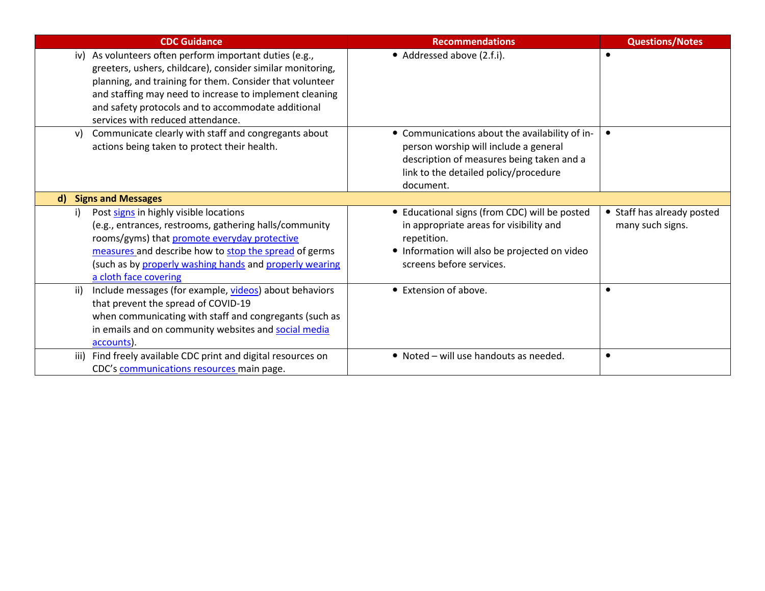| CDC Guidance | Recommendations | Questions/Notes |
| --- | --- | --- |
| iv) As volunteers often perform important duties (e.g., greeters, ushers, childcare), consider similar monitoring, planning, and training for them. Consider that volunteer and staffing may need to increase to implement cleaning and safety protocols and to accommodate additional services with reduced attendance. | • Addressed above (2.f.i). | • |
| v) Communicate clearly with staff and congregants about actions being taken to protect their health. | • Communications about the availability of in-person worship will include a general description of measures being taken and a link to the detailed policy/procedure document. | • |
| **d) Signs and Messages** | | |
| i) Post signs in highly visible locations (e.g., entrances, restrooms, gathering halls/community rooms/gyms) that promote everyday protective measures and describe how to stop the spread of germs (such as by properly washing hands and properly wearing a cloth face covering | • Educational signs (from CDC) will be posted in appropriate areas for visibility and repetition.<br>• Information will also be projected on video screens before services. | • Staff has already posted many such signs. |
| ii) Include messages (for example, videos) about behaviors that prevent the spread of COVID-19 when communicating with staff and congregants (such as in emails and on community websites and social media accounts). | • Extension of above. | • |
| iii) Find freely available CDC print and digital resources on CDC's communications resources main page. | • Noted – will use handouts as needed. | • |